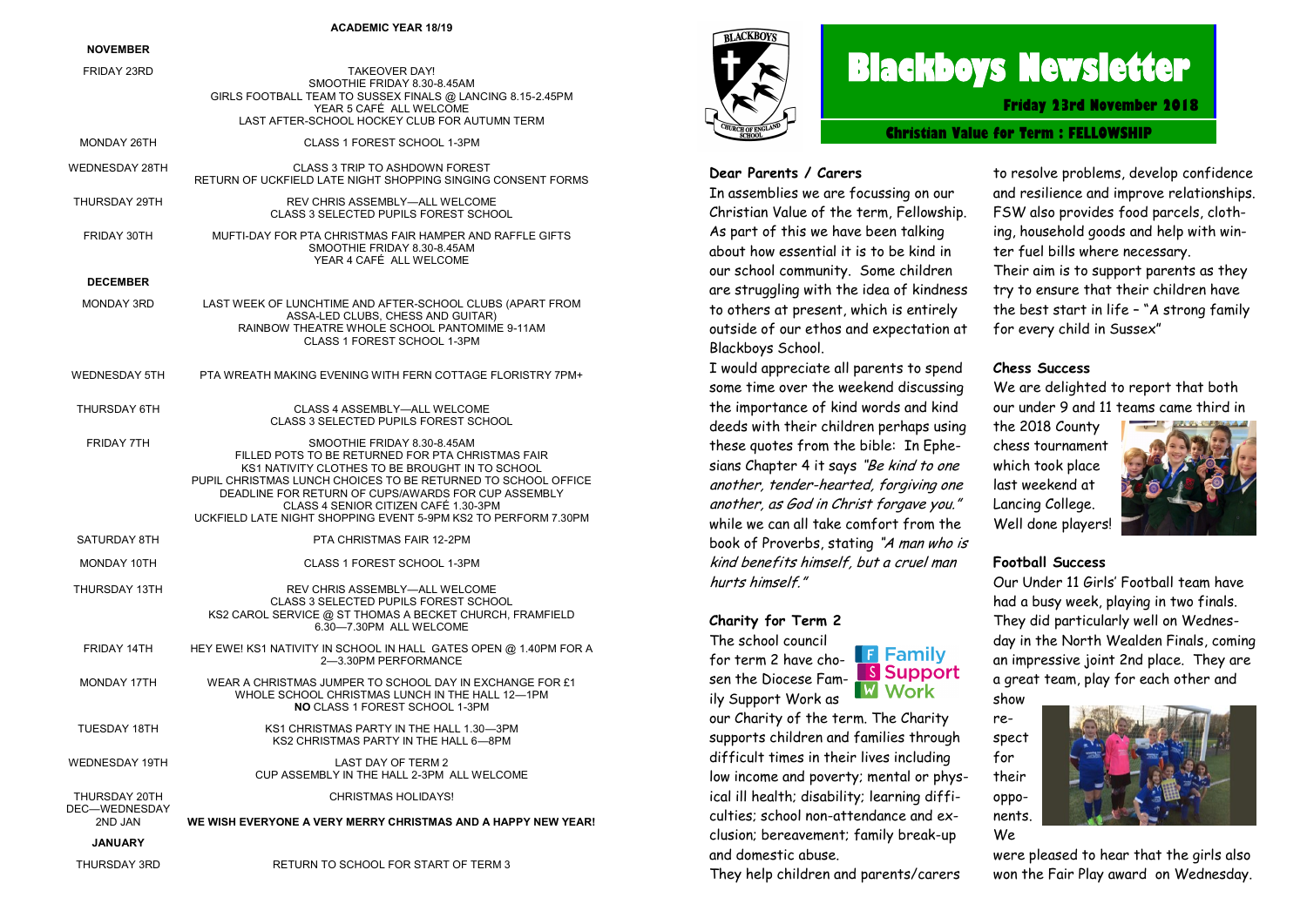**ACADEMIC YEAR 18/19**

| | |
|---|---|
| **NOVEMBER** | |
| FRIDAY 23RD | TAKEOVER DAY! SMOOTHIE FRIDAY 8.30-8.45AM GIRLS FOOTBALL TEAM TO SUSSEX FINALS @ LANCING 8.15-2.45PM YEAR 5 CAFÉ ALL WELCOME LAST AFTER-SCHOOL HOCKEY CLUB FOR AUTUMN TERM |
| MONDAY 26TH | CLASS 1 FOREST SCHOOL 1-3PM |
| WEDNESDAY 28TH | CLASS 3 TRIP TO ASHDOWN FOREST RETURN OF UCKFIELD LATE NIGHT SHOPPING SINGING CONSENT FORMS |
| THURSDAY 29TH | REV CHRIS ASSEMBLY—ALL WELCOME CLASS 3 SELECTED PUPILS FOREST SCHOOL |
| FRIDAY 30TH | MUFTI-DAY FOR PTA CHRISTMAS FAIR HAMPER AND RAFFLE GIFTS SMOOTHIE FRIDAY 8.30-8.45AM YEAR 4 CAFÉ ALL WELCOME |
| **DECEMBER** | |
| MONDAY 3RD | LAST WEEK OF LUNCHTIME AND AFTER-SCHOOL CLUBS (APART FROM ASSA-LED CLUBS, CHESS AND GUITAR) RAINBOW THEATRE WHOLE SCHOOL PANTOMIME 9-11AM CLASS 1 FOREST SCHOOL 1-3PM |
| WEDNESDAY 5TH | PTA WREATH MAKING EVENING WITH FERN COTTAGE FLORISTRY 7PM+ |
| THURSDAY 6TH | CLASS 4 ASSEMBLY—ALL WELCOME CLASS 3 SELECTED PUPILS FOREST SCHOOL |
| FRIDAY 7TH | SMOOTHIE FRIDAY 8.30-8.45AM FILLED POTS TO BE RETURNED FOR PTA CHRISTMAS FAIR KS1 NATIVITY CLOTHES TO BE BROUGHT IN TO SCHOOL PUPIL CHRISTMAS LUNCH CHOICES TO BE RETURNED TO SCHOOL OFFICE DEADLINE FOR RETURN OF CUPS/AWARDS FOR CUP ASSEMBLY CLASS 4 SENIOR CITIZEN CAFÉ 1.30-3PM UCKFIELD LATE NIGHT SHOPPING EVENT 5-9PM KS2 TO PERFORM 7.30PM |
| SATURDAY 8TH | PTA CHRISTMAS FAIR 12-2PM |
| MONDAY 10TH | CLASS 1 FOREST SCHOOL 1-3PM |
| THURSDAY 13TH | REV CHRIS ASSEMBLY—ALL WELCOME CLASS 3 SELECTED PUPILS FOREST SCHOOL KS2 CAROL SERVICE @ ST THOMAS A BECKET CHURCH, FRAMFIELD 6.30—7.30PM ALL WELCOME |
| FRIDAY 14TH | HEY EWE! KS1 NATIVITY IN SCHOOL IN HALL GATES OPEN @ 1.40PM FOR A 2—3.30PM PERFORMANCE |
| MONDAY 17TH | WEAR A CHRISTMAS JUMPER TO SCHOOL DAY IN EXCHANGE FOR £1 WHOLE SCHOOL CHRISTMAS LUNCH IN THE HALL 12—1PM **NO** CLASS 1 FOREST SCHOOL 1-3PM |
| TUESDAY 18TH | KS1 CHRISTMAS PARTY IN THE HALL 1.30—3PM KS2 CHRISTMAS PARTY IN THE HALL 6—8PM |
| WEDNESDAY 19TH | LAST DAY OF TERM 2 CUP ASSEMBLY IN THE HALL 2-3PM ALL WELCOME |
| THURSDAY 20TH DEC—WEDNESDAY 2ND JAN | CHRISTMAS HOLIDAYS! **WE WISH EVERYONE A VERY MERRY CHRISTMAS AND A HAPPY NEW YEAR!** |
| **JANUARY** | |
| THURSDAY 3RD | RETURN TO SCHOOL FOR START OF TERM 3 |

# Blackboys Newsletter

**Friday 23rd November 2018**

**Christian Value for Term : FELLOWSHIP**

**Dear Parents / Carers**

In assemblies we are focussing on our Christian Value of the term, Fellowship. As part of this we have been talking about how essential it is to be kind in our school community. Some children are struggling with the idea of kindness to others at present, which is entirely outside of our ethos and expectation at Blackboys School.

I would appreciate all parents to spend some time over the weekend discussing the importance of kind words and kind deeds with their children perhaps using these quotes from the bible: In Ephesians Chapter 4 it says *"Be kind to one another, tender-hearted, forgiving one another, as God in Christ forgave you."* while we can all take comfort from the book of Proverbs, stating *"A man who is kind benefits himself, but a cruel man hurts himself."*

**Charity for Term 2**

The school council for term 2 have chosen the Diocese Family Support Work as our Charity of the term. The Charity supports children and families through difficult times in their lives including low income and poverty; mental or physical ill health; disability; learning difficulties; school non-attendance and exclusion; bereavement; family break-up and domestic abuse.

They help children and parents/carers to resolve problems, develop confidence and resilience and improve relationships. FSW also provides food parcels, clothing, household goods and help with winter fuel bills where necessary.

Their aim is to support parents as they try to ensure that their children have the best start in life – "A strong family for every child in Sussex"

**Chess Success**

We are delighted to report that both our under 9 and 11 teams came third in the 2018 County chess tournament which took place last weekend at Lancing College. Well done players!

**Football Success**

Our Under 11 Girls' Football team have had a busy week, playing in two finals. They did particularly well on Wednesday in the North Wealden Finals, coming an impressive joint 2nd place. They are a great team, play for each other and show respect for their opponents. We were pleased to hear that the girls also won the Fair Play award on Wednesday.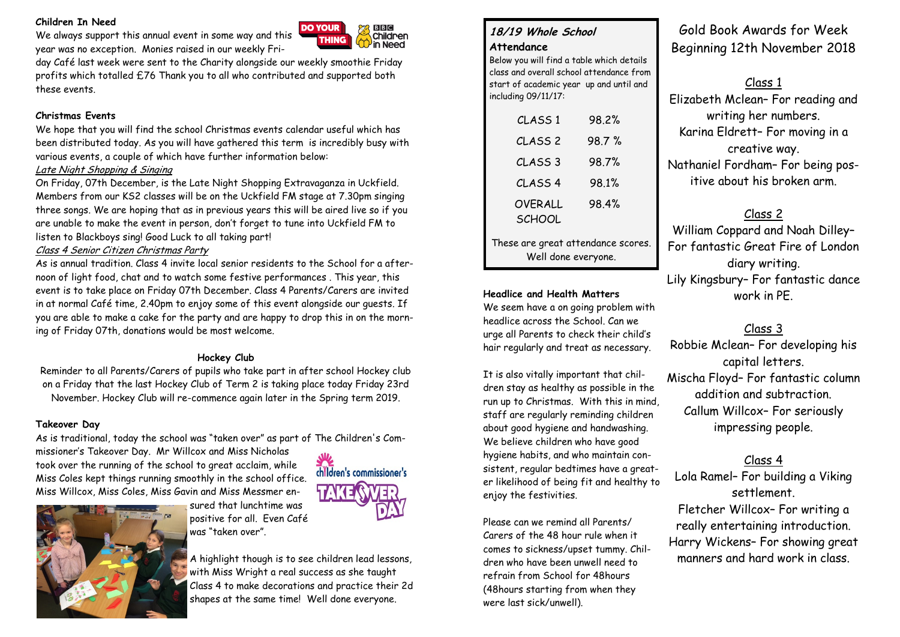**Children In Need**

We always support this annual event in some way and this year was no exception. Monies raised in our weekly Friday Café last week were sent to the Charity alongside our weekly smoothie Friday profits which totalled £76 Thank you to all who contributed and supported both these events.

**Christmas Events**

We hope that you will find the school Christmas events calendar useful which has been distributed today. As you will have gathered this term is incredibly busy with various events, a couple of which have further information below:

*Late Night Shopping & Singing*

On Friday, 07th December, is the Late Night Shopping Extravaganza in Uckfield. Members from our KS2 classes will be on the Uckfield FM stage at 7.30pm singing three songs. We are hoping that as in previous years this will be aired live so if you are unable to make the event in person, don't forget to tune into Uckfield FM to listen to Blackboys sing! Good Luck to all taking part!

*Class 4 Senior Citizen Christmas Party*

As is annual tradition. Class 4 invite local senior residents to the School for a afternoon of light food, chat and to watch some festive performances . This year, this event is to take place on Friday 07th December. Class 4 Parents/Carers are invited in at normal Café time, 2.40pm to enjoy some of this event alongside our guests. If you are able to make a cake for the party and are happy to drop this in on the morning of Friday 07th, donations would be most welcome.

**Hockey Club**

Reminder to all Parents/Carers of pupils who take part in after school Hockey club on a Friday that the last Hockey Club of Term 2 is taking place today Friday 23rd November. Hockey Club will re-commence again later in the Spring term 2019.

**Takeover Day**

As is traditional, today the school was "taken over" as part of The Children's Commissioner's Takeover Day. Mr Willcox and Miss Nicholas took over the running of the school to great acclaim, while Miss Coles kept things running smoothly in the school office. Miss Willcox, Miss Coles, Miss Gavin and Miss Messmer ensured that lunchtime was positive for all. Even Café was "taken over".

A highlight though is to see children lead lessons, with Miss Wright a real success as she taught Class 4 to make decorations and practice their 2d shapes at the same time! Well done everyone.

***18/19 Whole School Attendance***

Below you will find a table which details class and overall school attendance from start of academic year up and until and including 09/11/17:

| | |
|---|---|
| CLASS 1 | 98.2% |
| CLASS 2 | 98.7 % |
| CLASS 3 | 98.7% |
| CLASS 4 | 98.1% |
| OVERALL SCHOOL | 98.4% |

These are great attendance scores. Well done everyone.

**Headlice and Health Matters**

We seem have a on going problem with headlice across the School. Can we urge all Parents to check their child's hair regularly and treat as necessary.

It is also vitally important that children stay as healthy as possible in the run up to Christmas. With this in mind, staff are regularly reminding children about good hygiene and handwashing. We believe children who have good hygiene habits, and who maintain consistent, regular bedtimes have a greater likelihood of being fit and healthy to enjoy the festivities.

Please can we remind all Parents/Carers of the 48 hour rule when it comes to sickness/upset tummy. Children who have been unwell need to refrain from School for 48hours (48hours starting from when they were last sick/unwell).

# Gold Book Awards for Week Beginning 12th November 2018

## Class 1

Elizabeth Mclean– For reading and writing her numbers.
Karina Eldrett– For moving in a creative way.
Nathaniel Fordham– For being positive about his broken arm.

## Class 2

William Coppard and Noah Dilley– For fantastic Great Fire of London diary writing.
Lily Kingsbury– For fantastic dance work in PE.

## Class 3

Robbie Mclean– For developing his capital letters.
Mischa Floyd– For fantastic column addition and subtraction.
Callum Willcox– For seriously impressing people.

## Class 4

Lola Ramel– For building a Viking settlement.
Fletcher Willcox– For writing a really entertaining introduction.
Harry Wickens– For showing great manners and hard work in class.